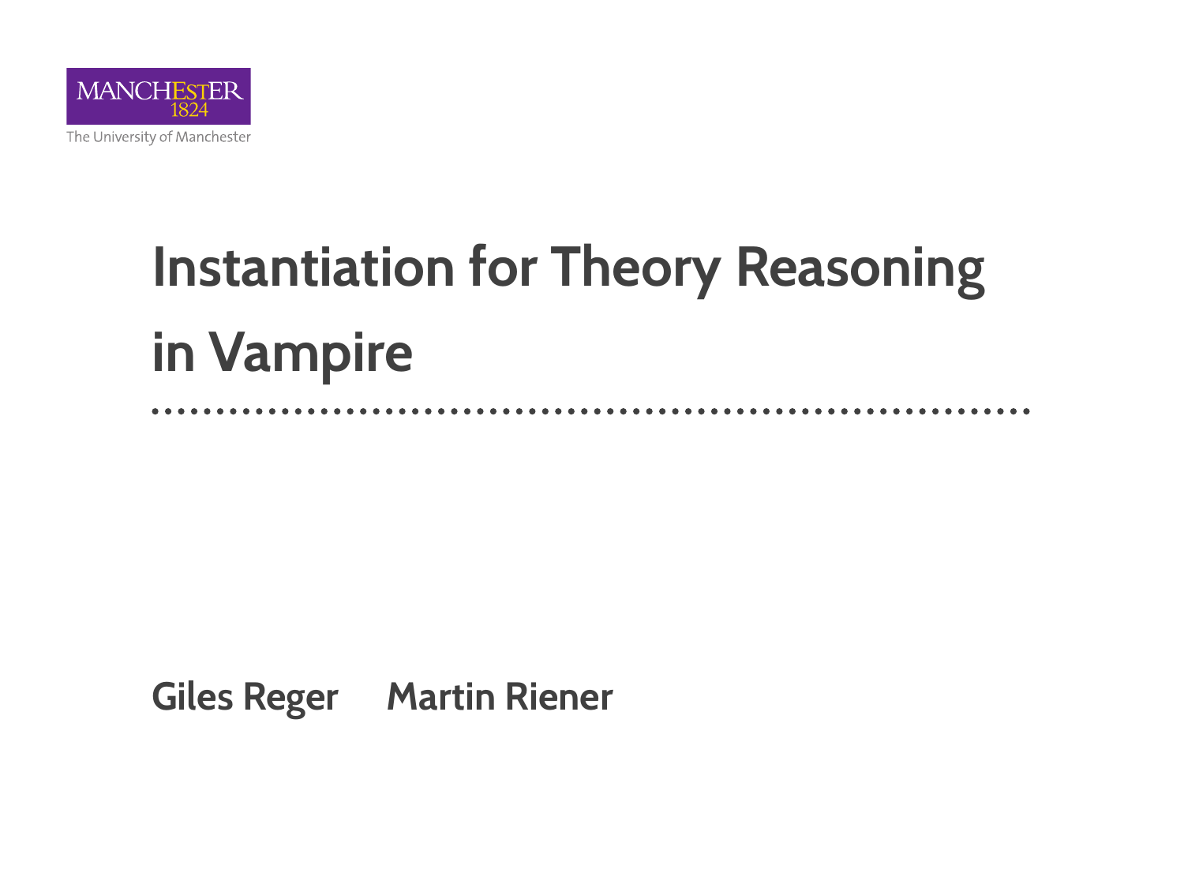MANCHESTER
1824
The University of Manchester

# Instantiation for Theory Reasoning in Vampire

Giles Reger    Martin Riener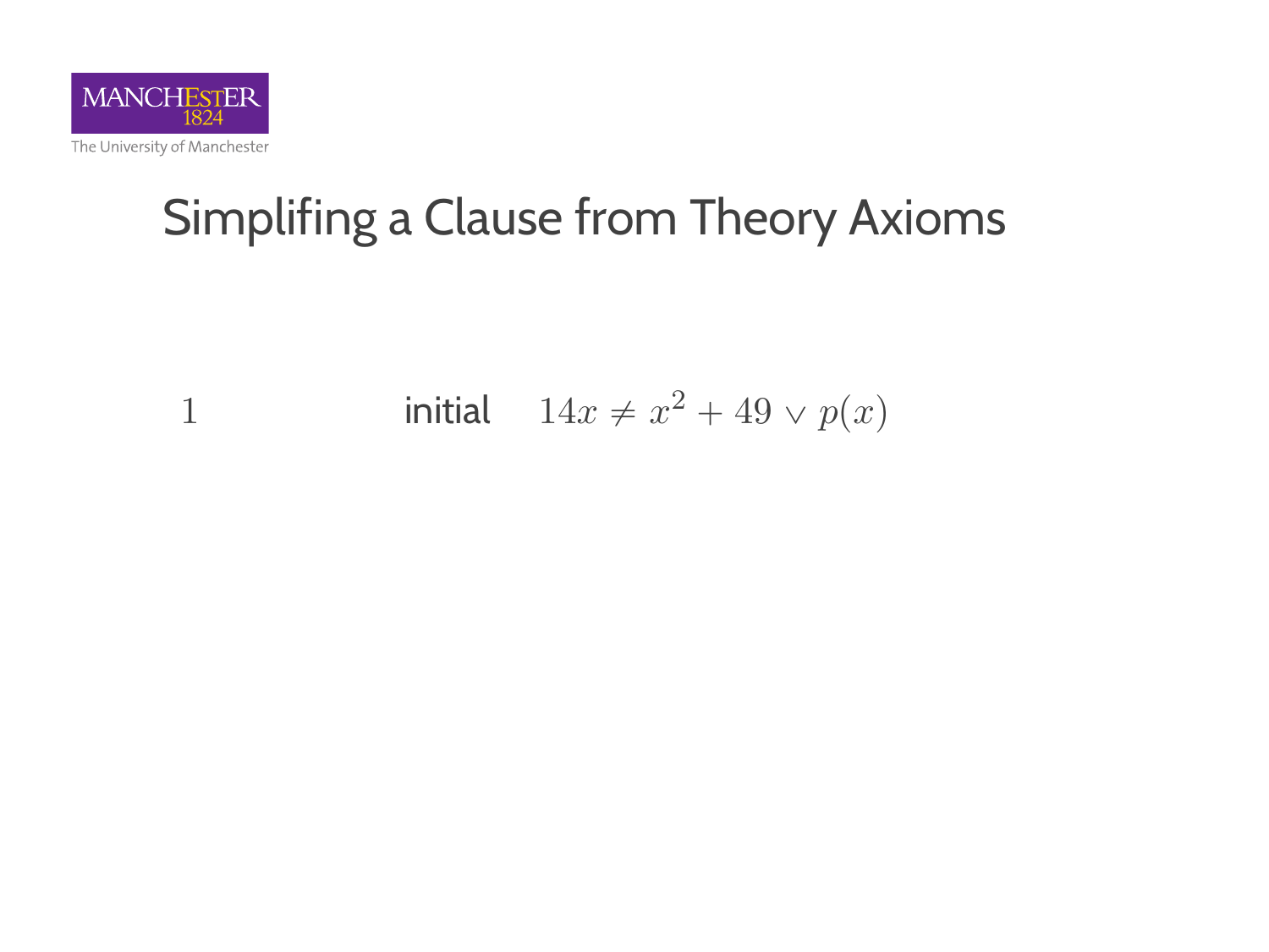# Simplifing a Clause from Theory Axioms

| | | |
|---|---|---|
| $1$ | initial | $14x \neq x^2 + 49 \vee p(x)$ |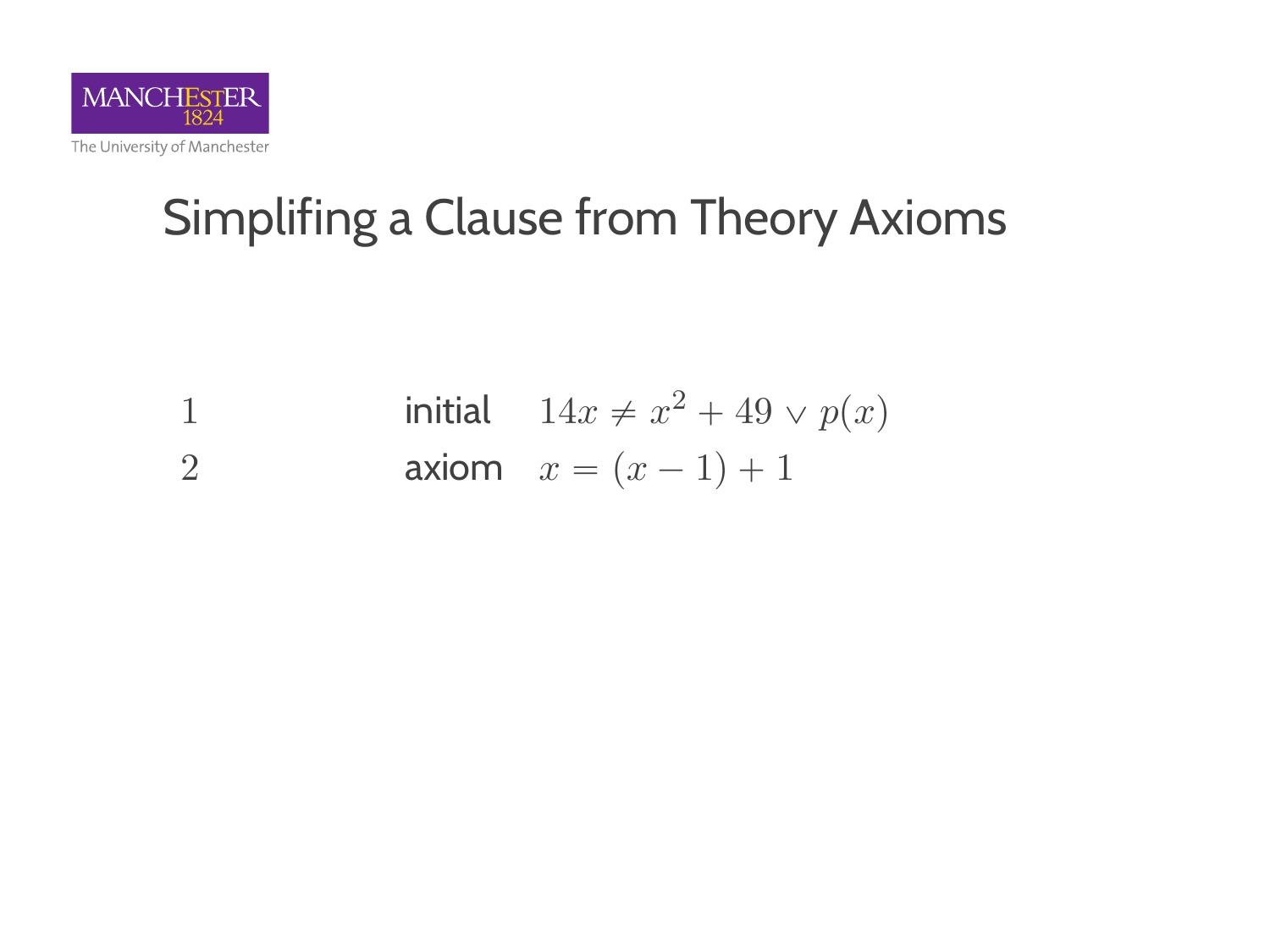# Simplifing a Clause from Theory Axioms

| | | |
|---|---|---|
| 1 | initial | $14x \neq x^2 + 49 \vee p(x)$ |
| 2 | axiom | $x = (x - 1) + 1$ |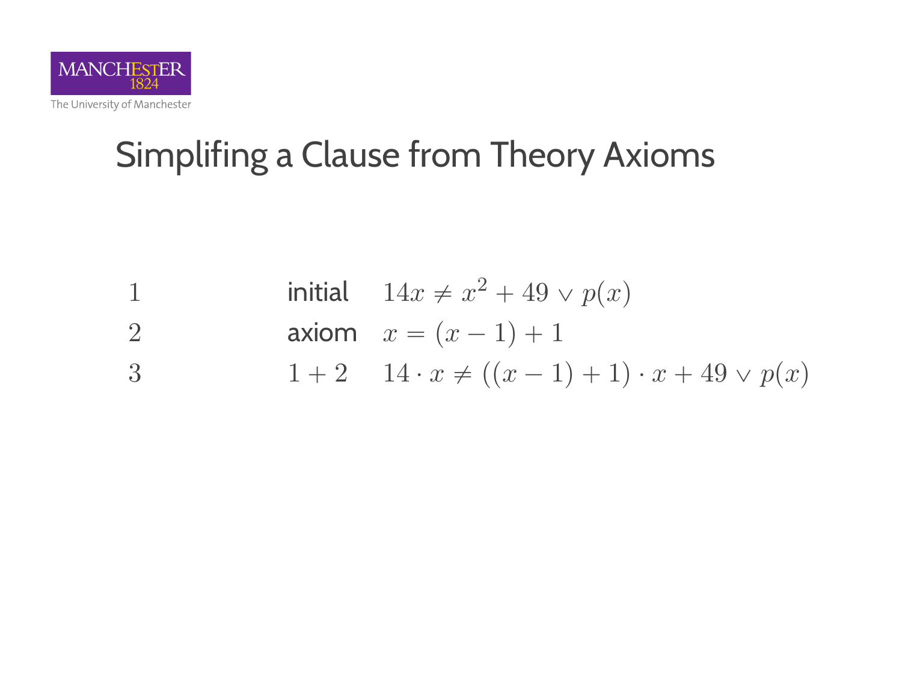# Simplifing a Clause from Theory Axioms

| | | |
|---|---|---|
| $1$ | initial | $14x \neq x^2 + 49 \vee p(x)$ |
| $2$ | axiom | $x = (x - 1) + 1$ |
| $3$ | $1 + 2$ | $14 \cdot x \neq ((x - 1) + 1) \cdot x + 49 \vee p(x)$ |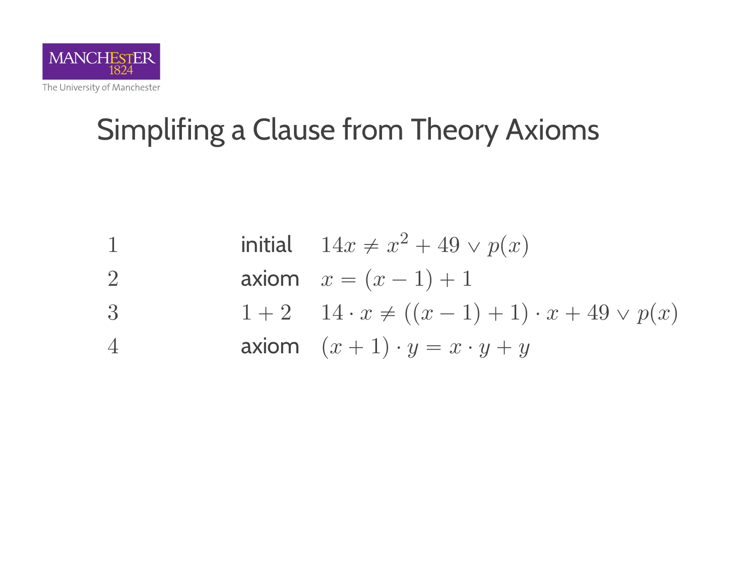# Simplifing a Clause from Theory Axioms

| | | |
|---|---|---|
| $1$ | initial | $14x \neq x^2 + 49 \vee p(x)$ |
| $2$ | axiom | $x = (x - 1) + 1$ |
| $3$ | $1 + 2$ | $14 \cdot x \neq ((x - 1) + 1) \cdot x + 49 \vee p(x)$ |
| $4$ | axiom | $(x + 1) \cdot y = x \cdot y + y$ |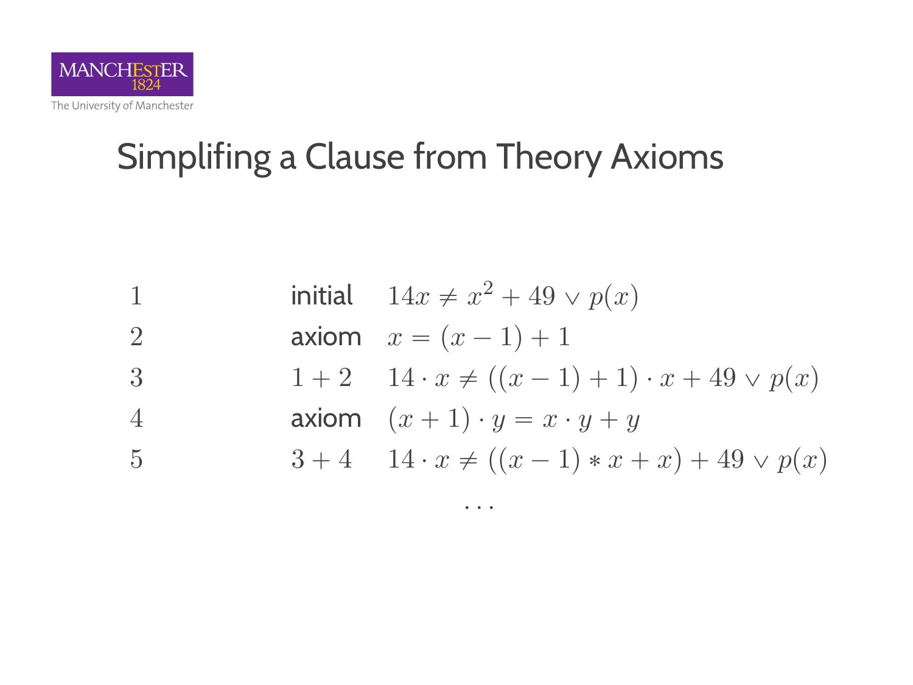# Simplifing a Clause from Theory Axioms

| | | |
|---|---|---|
| $1$ | initial | $14x \neq x^2 + 49 \vee p(x)$ |
| $2$ | axiom | $x = (x - 1) + 1$ |
| $3$ | $1 + 2$ | $14 \cdot x \neq ((x - 1) + 1) \cdot x + 49 \vee p(x)$ |
| $4$ | axiom | $(x + 1) \cdot y = x \cdot y + y$ |
| $5$ | $3 + 4$ | $14 \cdot x \neq ((x - 1) * x + x) + 49 \vee p(x)$ |

$$\ldots$$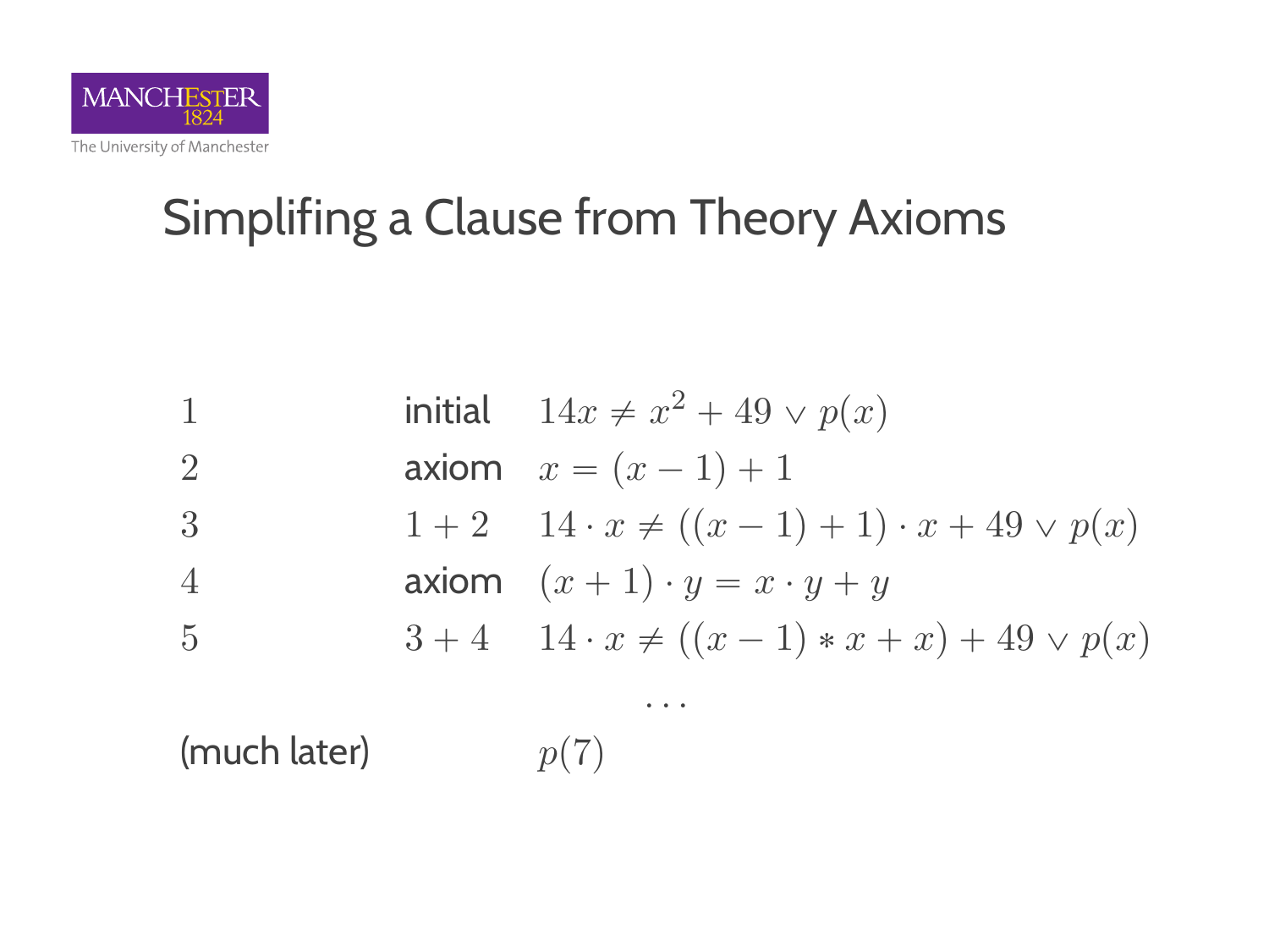# Simplifing a Clause from Theory Axioms

| | | |
|---|---|---|
| 1 | initial | $14x \neq x^2 + 49 \vee p(x)$ |
| 2 | axiom | $x = (x - 1) + 1$ |
| 3 | $1 + 2$ | $14 \cdot x \neq ((x - 1) + 1) \cdot x + 49 \vee p(x)$ |
| 4 | axiom | $(x + 1) \cdot y = x \cdot y + y$ |
| 5 | $3 + 4$ | $14 \cdot x \neq ((x - 1) * x + x) + 49 \vee p(x)$ |
| | | $\ldots$ |
| (much later) | | $p(7)$ |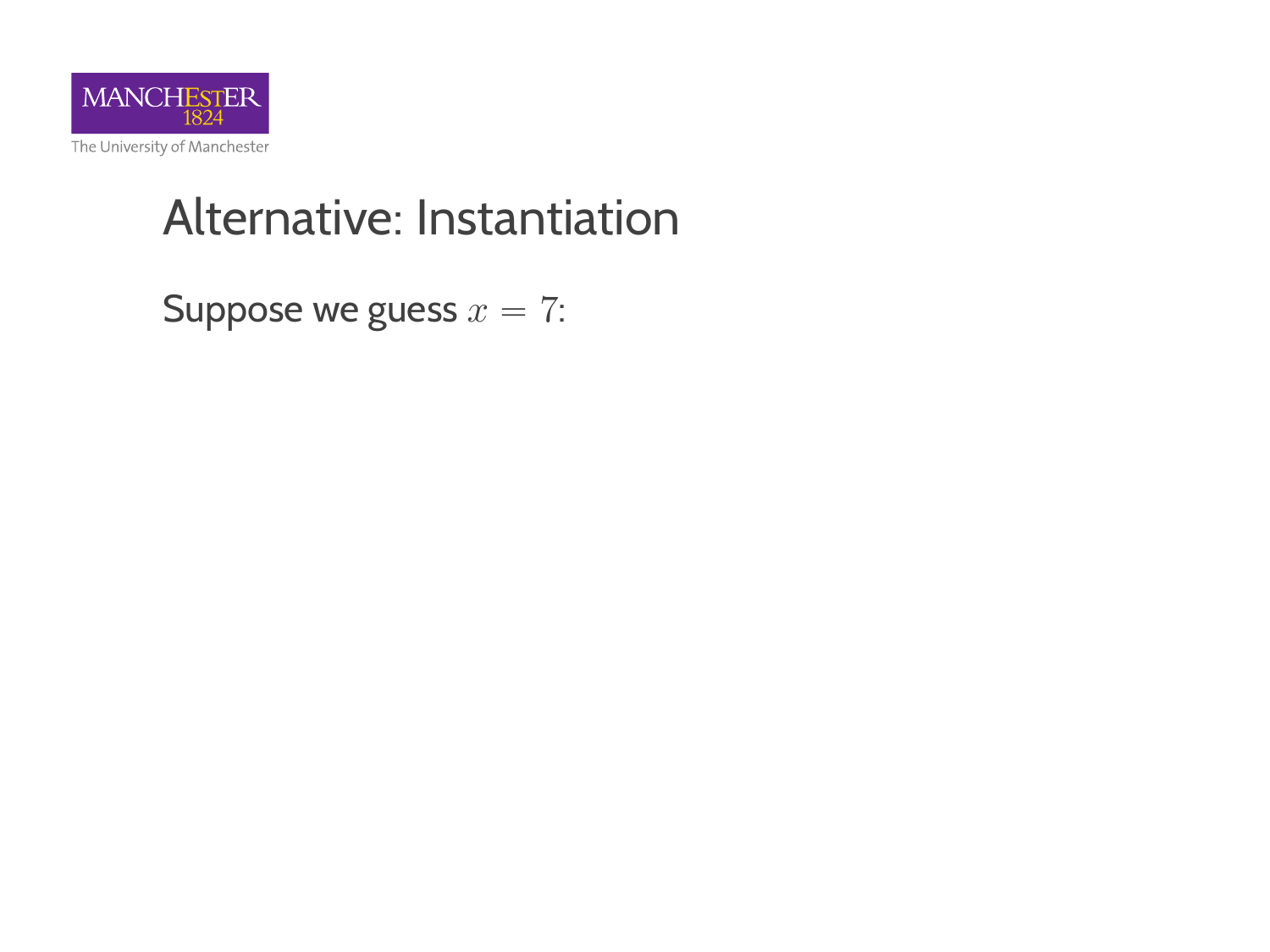# Alternative: Instantiation

Suppose we guess $x = 7$: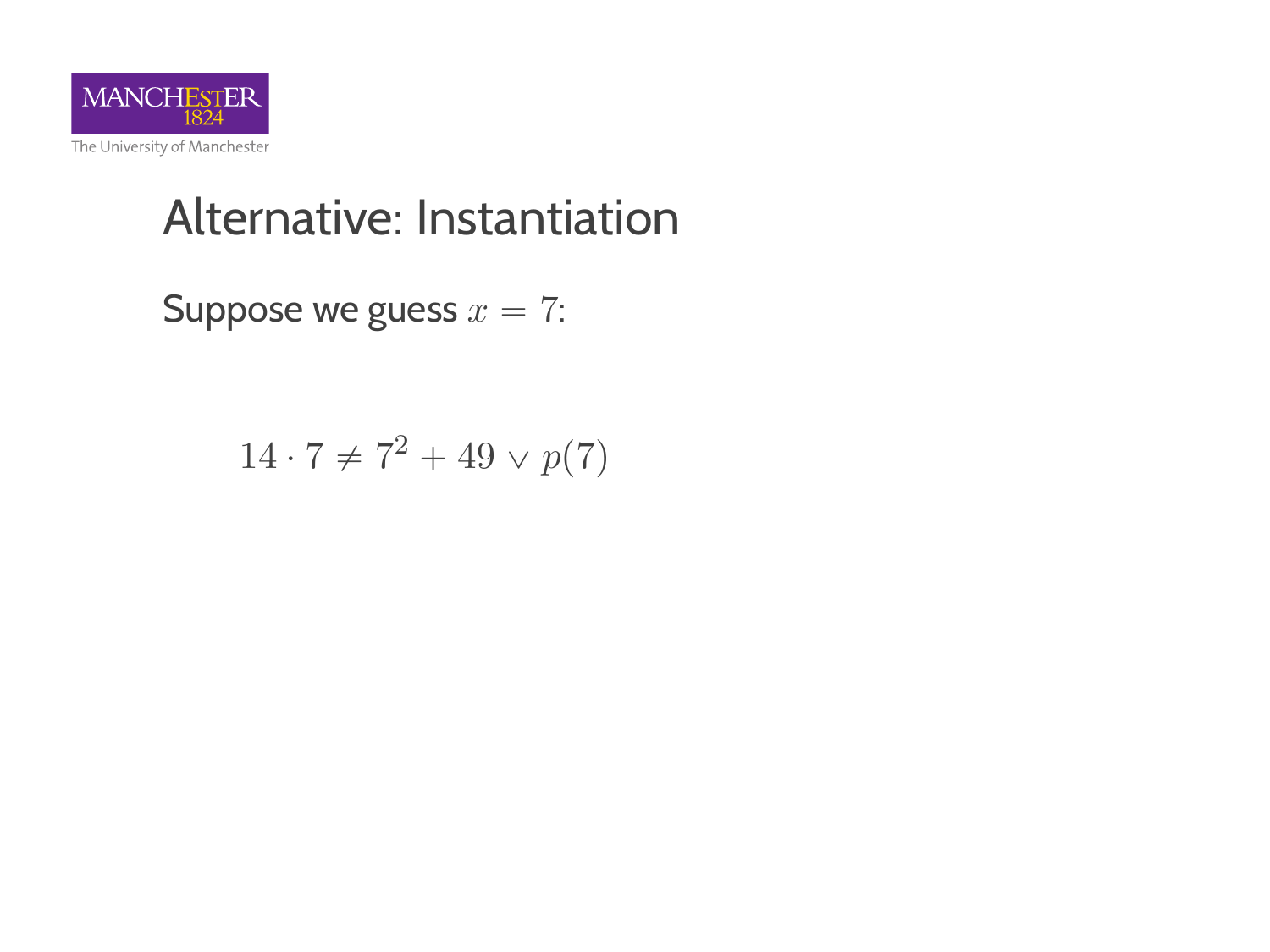# Alternative: Instantiation

Suppose we guess $x = 7$:

$$14 \cdot 7 \neq 7^2 + 49 \vee p(7)$$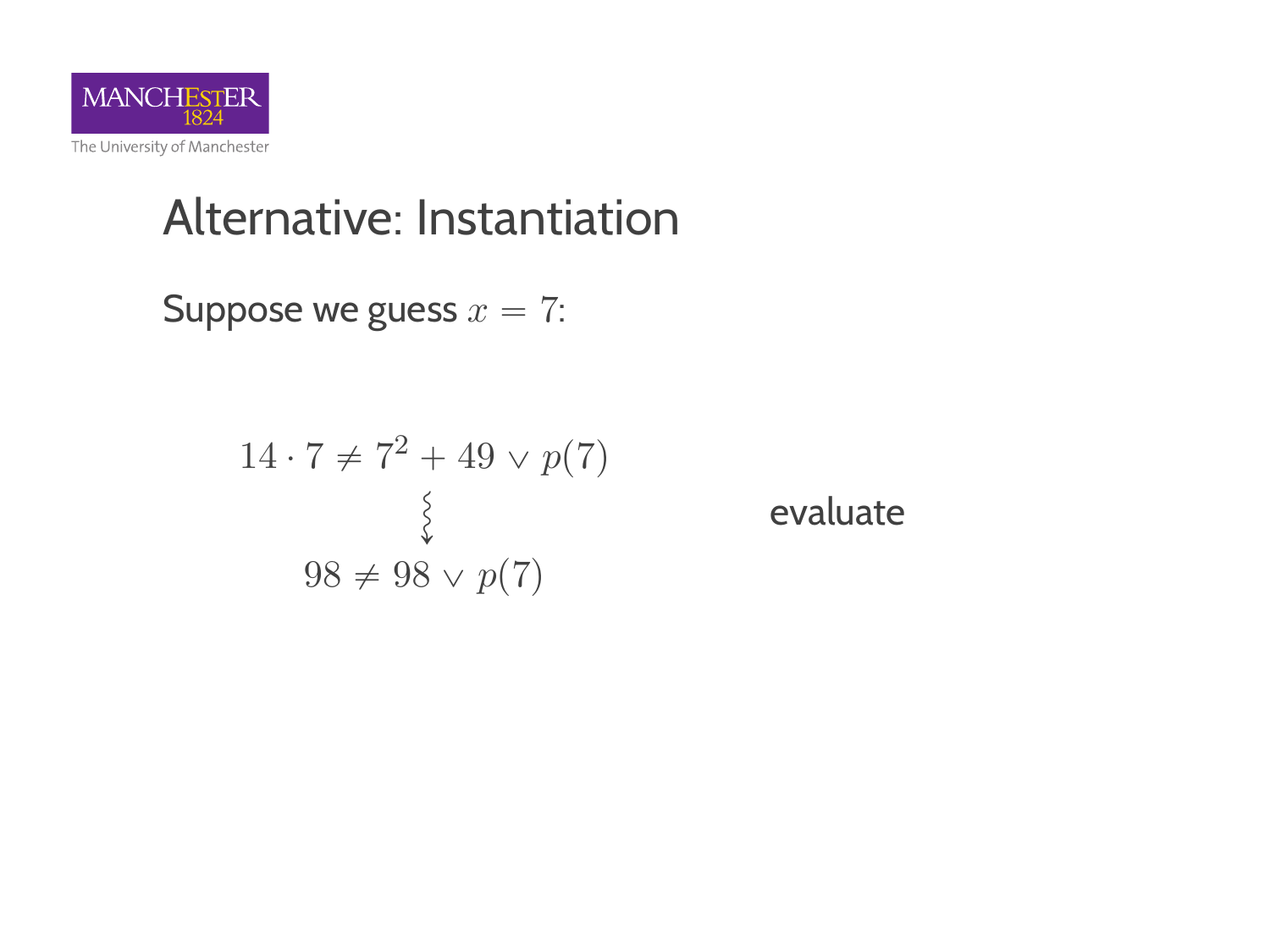# Alternative: Instantiation

Suppose we guess $x = 7$:

$$14 \cdot 7 \neq 7^2 + 49 \vee p(7)$$

$$\rightsquigarrow \quad \text{evaluate}$$

$$98 \neq 98 \vee p(7)$$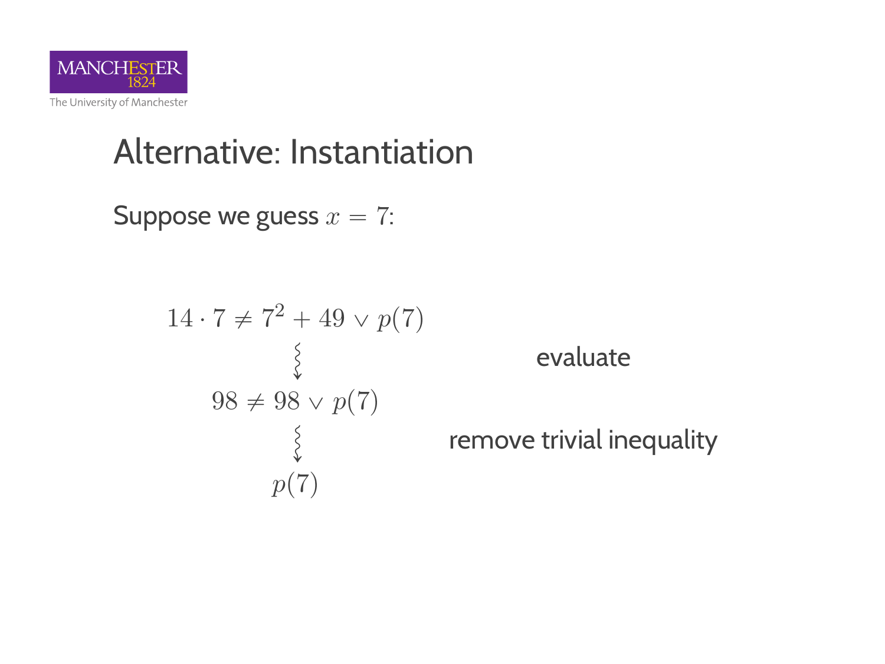# Alternative: Instantiation

Suppose we guess $x = 7$:

$$14 \cdot 7 \neq 7^2 + 49 \vee p(7)$$

evaluate

$$98 \neq 98 \vee p(7)$$

remove trivial inequality

$$p(7)$$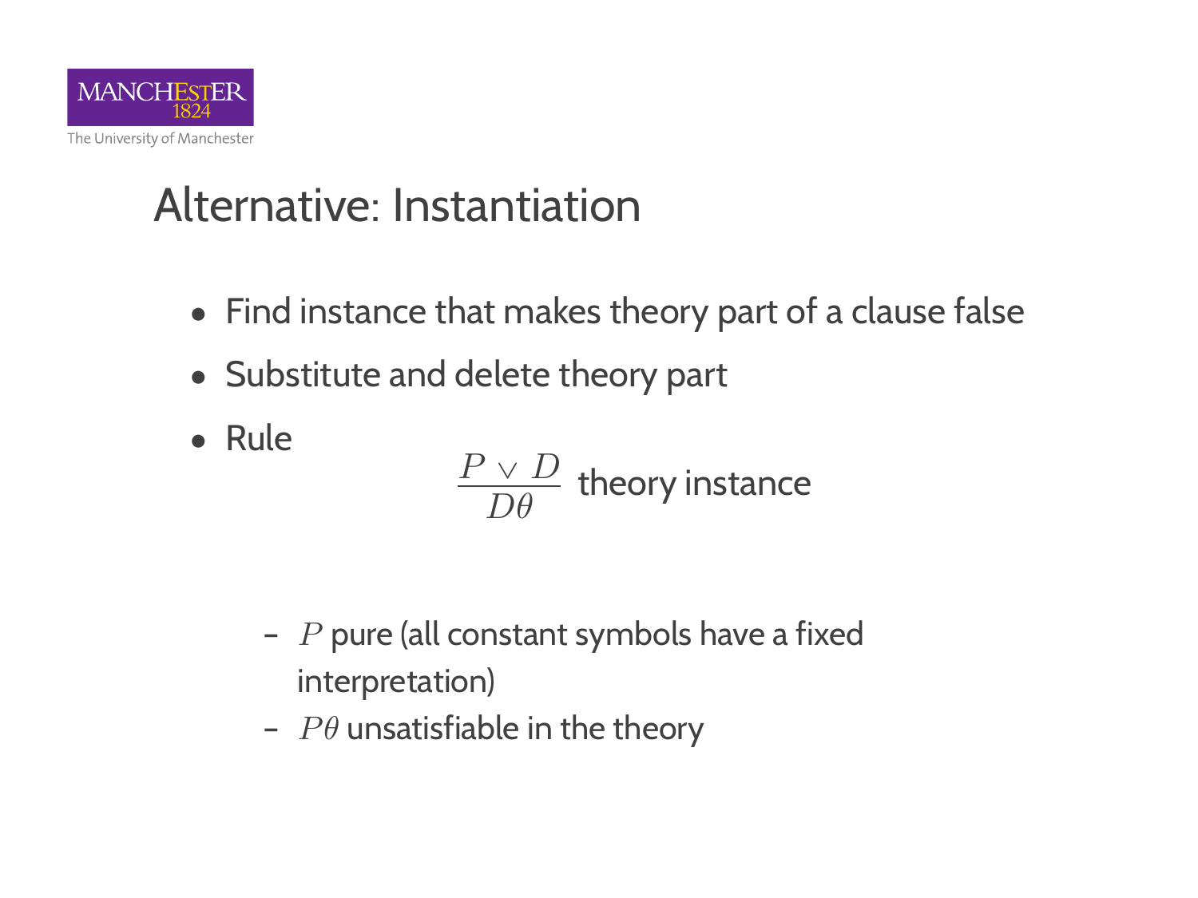# Alternative: Instantiation

- Find instance that makes theory part of a clause false
- Substitute and delete theory part
- Rule

$$\frac{P \vee D}{D\theta} \text{ theory instance}$$

  - $P$ pure (all constant symbols have a fixed interpretation)
  - $P\theta$ unsatisfiable in the theory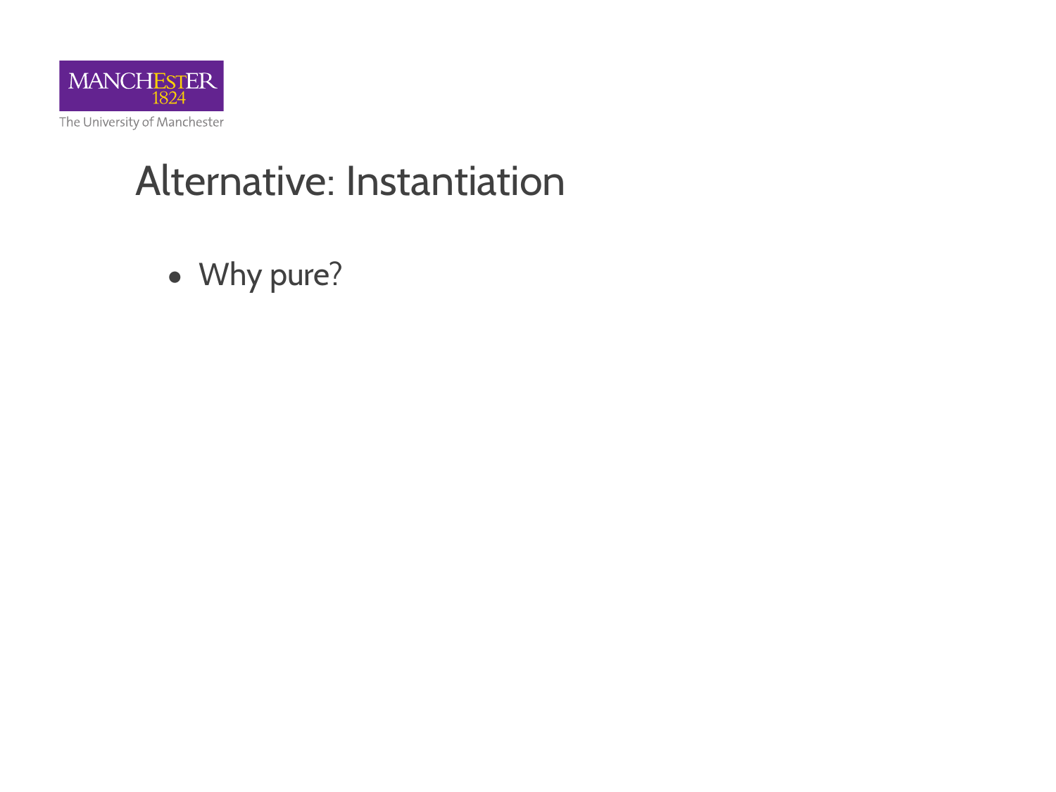# Alternative: Instantiation

- Why pure?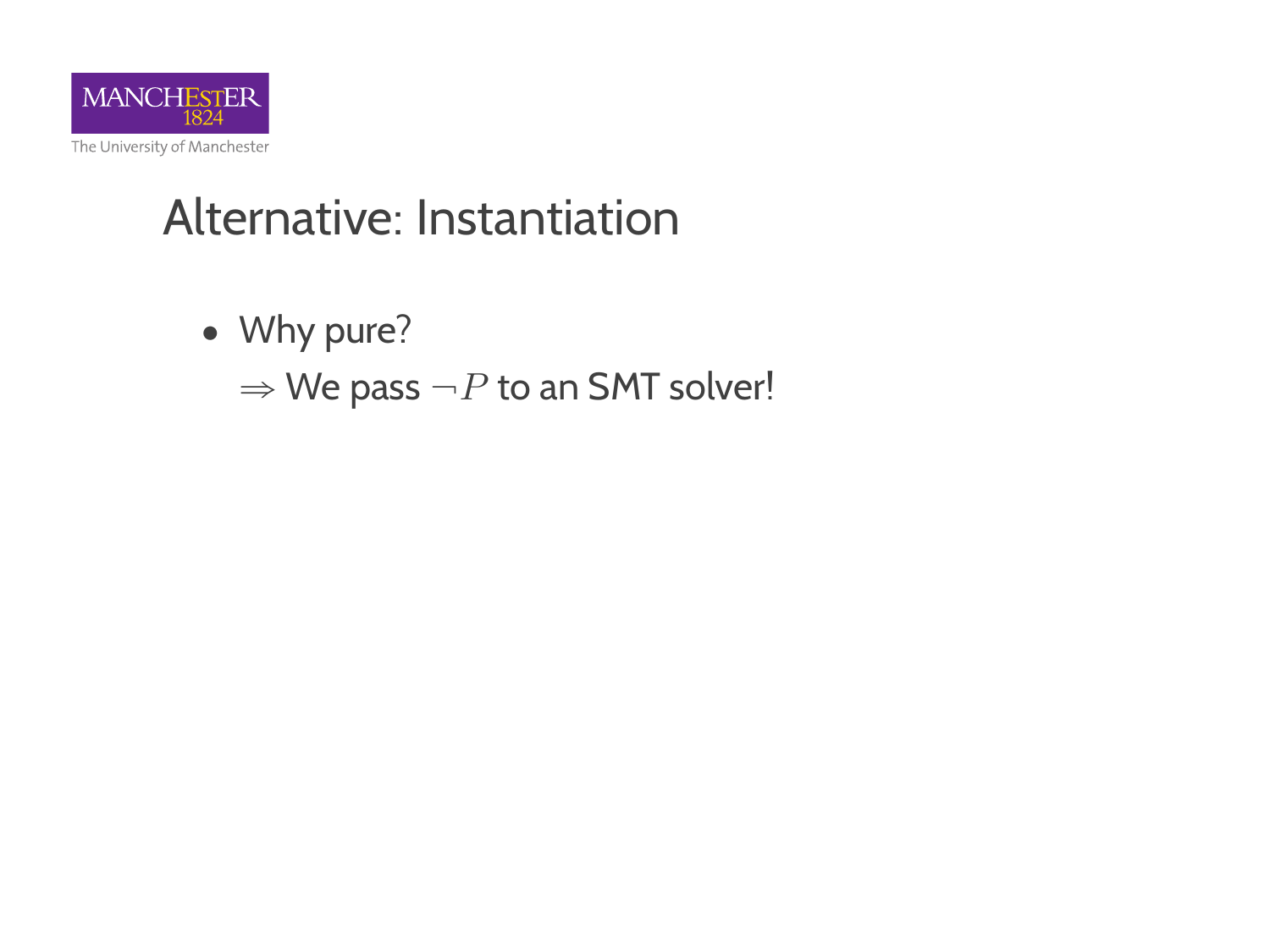# Alternative: Instantiation

- Why pure?

  $\Rightarrow$ We pass $\neg P$ to an SMT solver!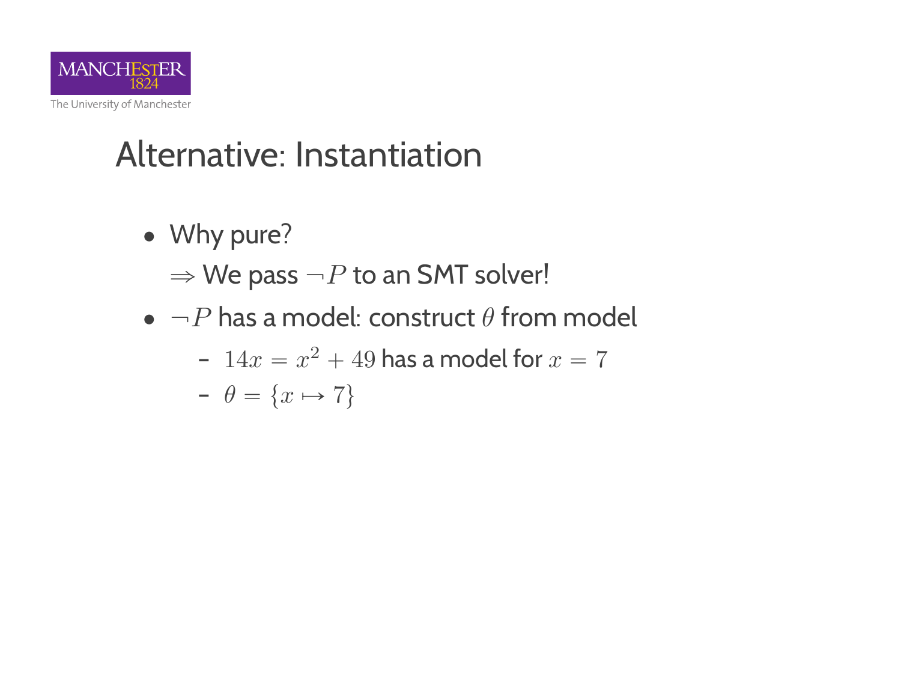# Alternative: Instantiation

- Why pure?

  $\Rightarrow$ We pass $\neg P$ to an SMT solver!

- $\neg P$ has a model: construct $\theta$ from model
  - $14x = x^2 + 49$ has a model for $x = 7$
  - $\theta = \{x \mapsto 7\}$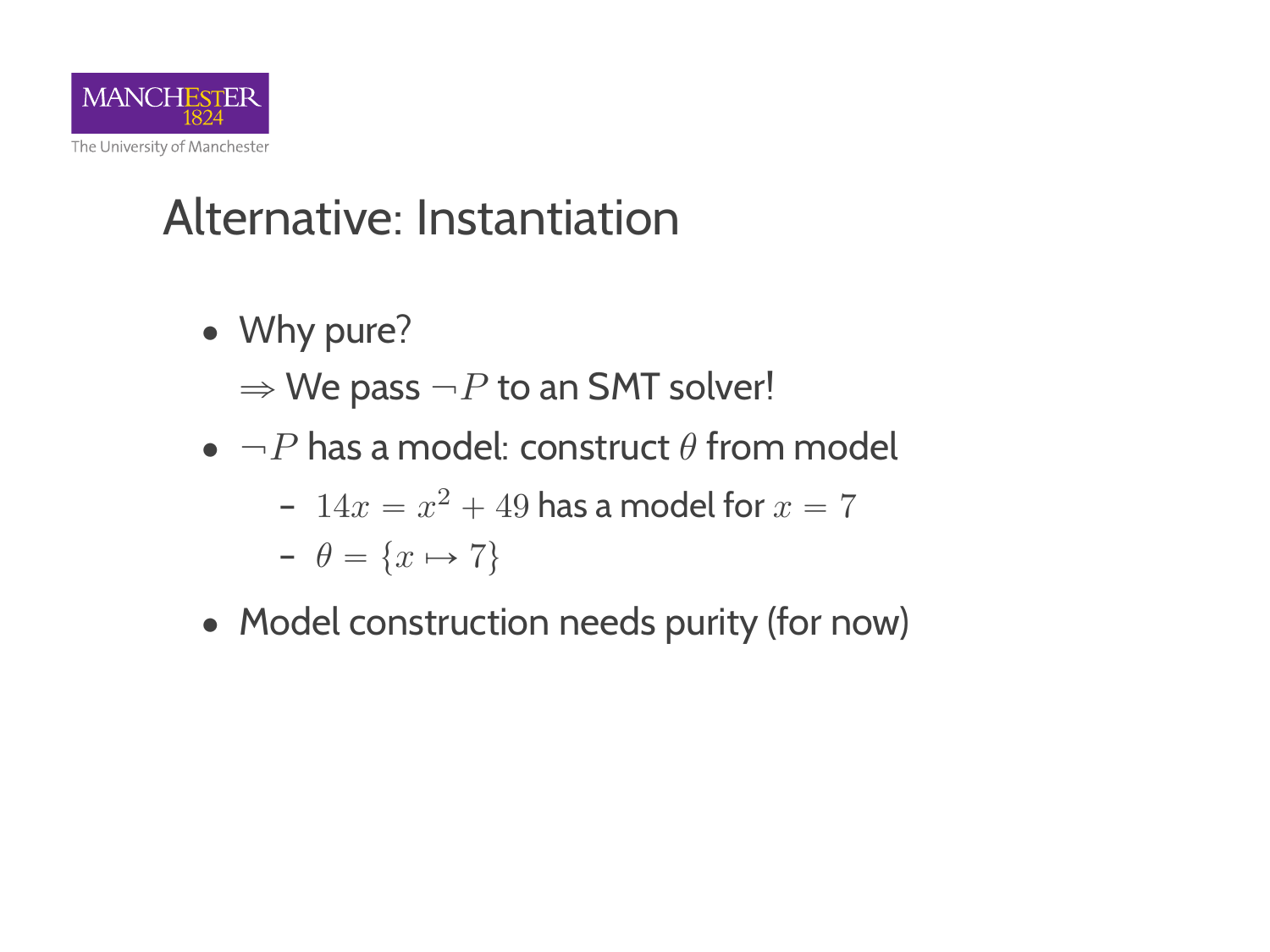# Alternative: Instantiation

- Why pure?

  $\Rightarrow$ We pass $\neg P$ to an SMT solver!

- $\neg P$ has a model: construct $\theta$ from model
  - $14x = x^2 + 49$ has a model for $x = 7$
  - $\theta = \{x \mapsto 7\}$
- Model construction needs purity (for now)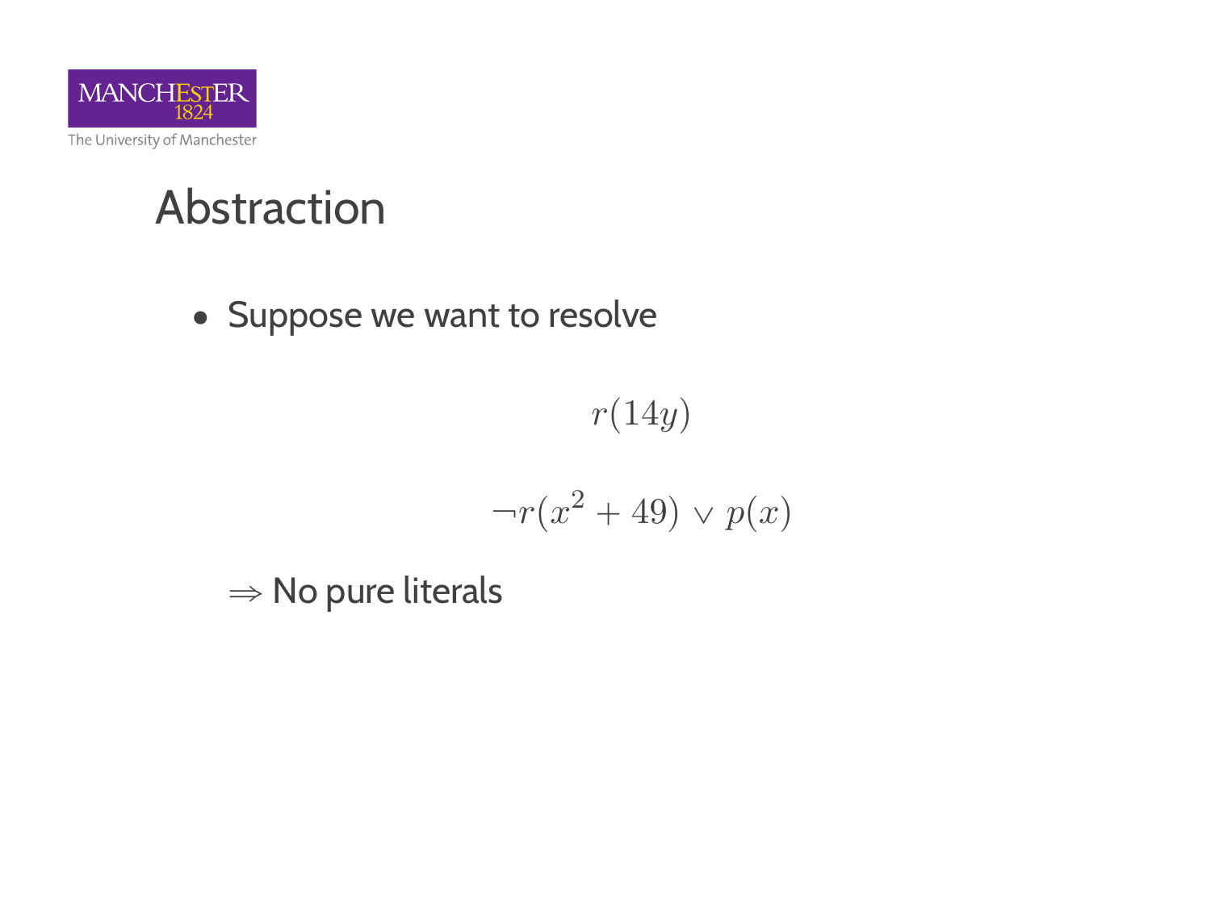# Abstraction

- Suppose we want to resolve

$$r(14y)$$

$$\neg r(x^2 + 49) \vee p(x)$$

$\Rightarrow$ No pure literals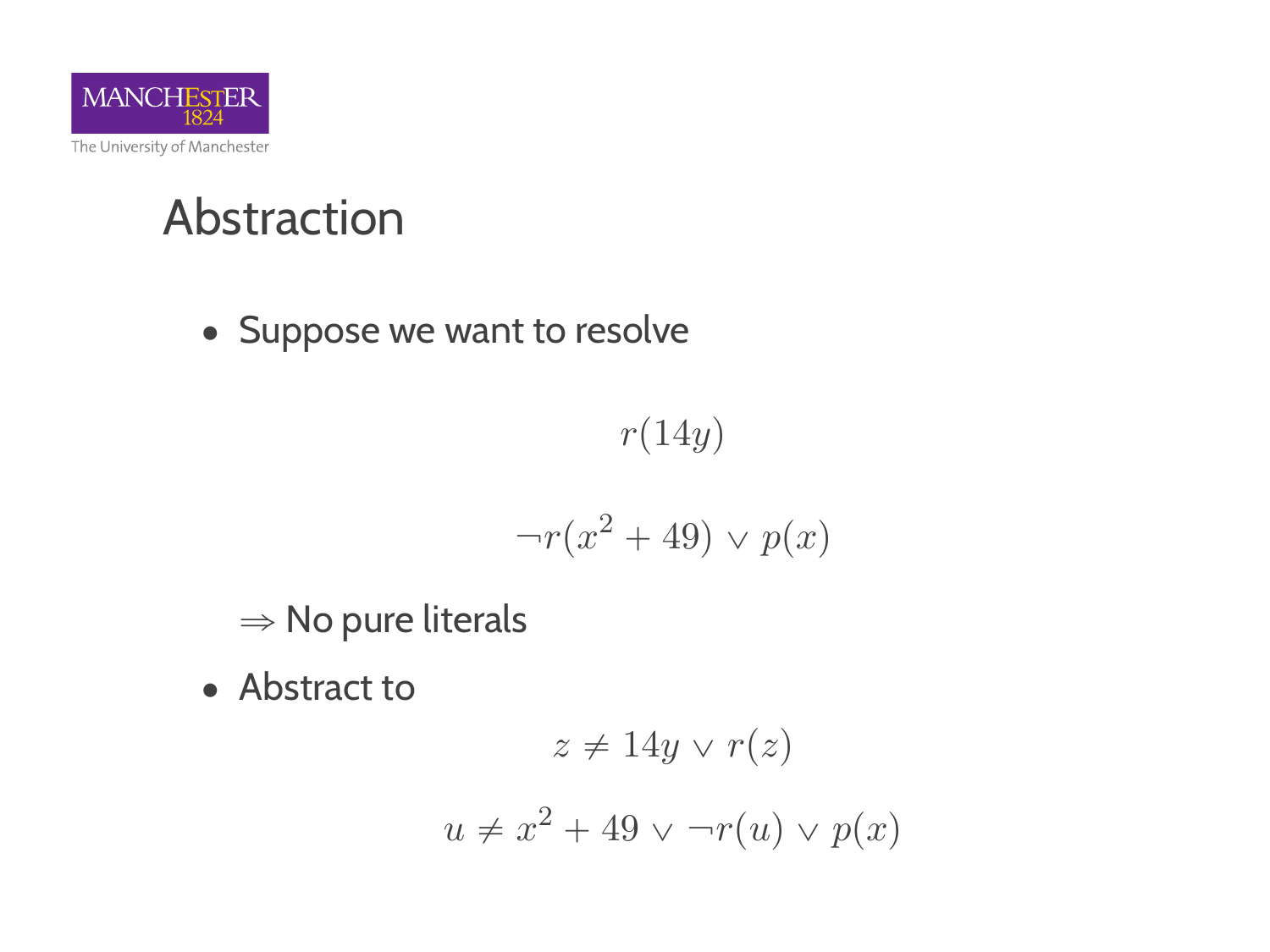# Abstraction

- Suppose we want to resolve

$$r(14y)$$

$$\neg r(x^2 + 49) \lor p(x)$$

$\Rightarrow$ No pure literals

- Abstract to

$$z \neq 14y \lor r(z)$$

$$u \neq x^2 + 49 \lor \neg r(u) \lor p(x)$$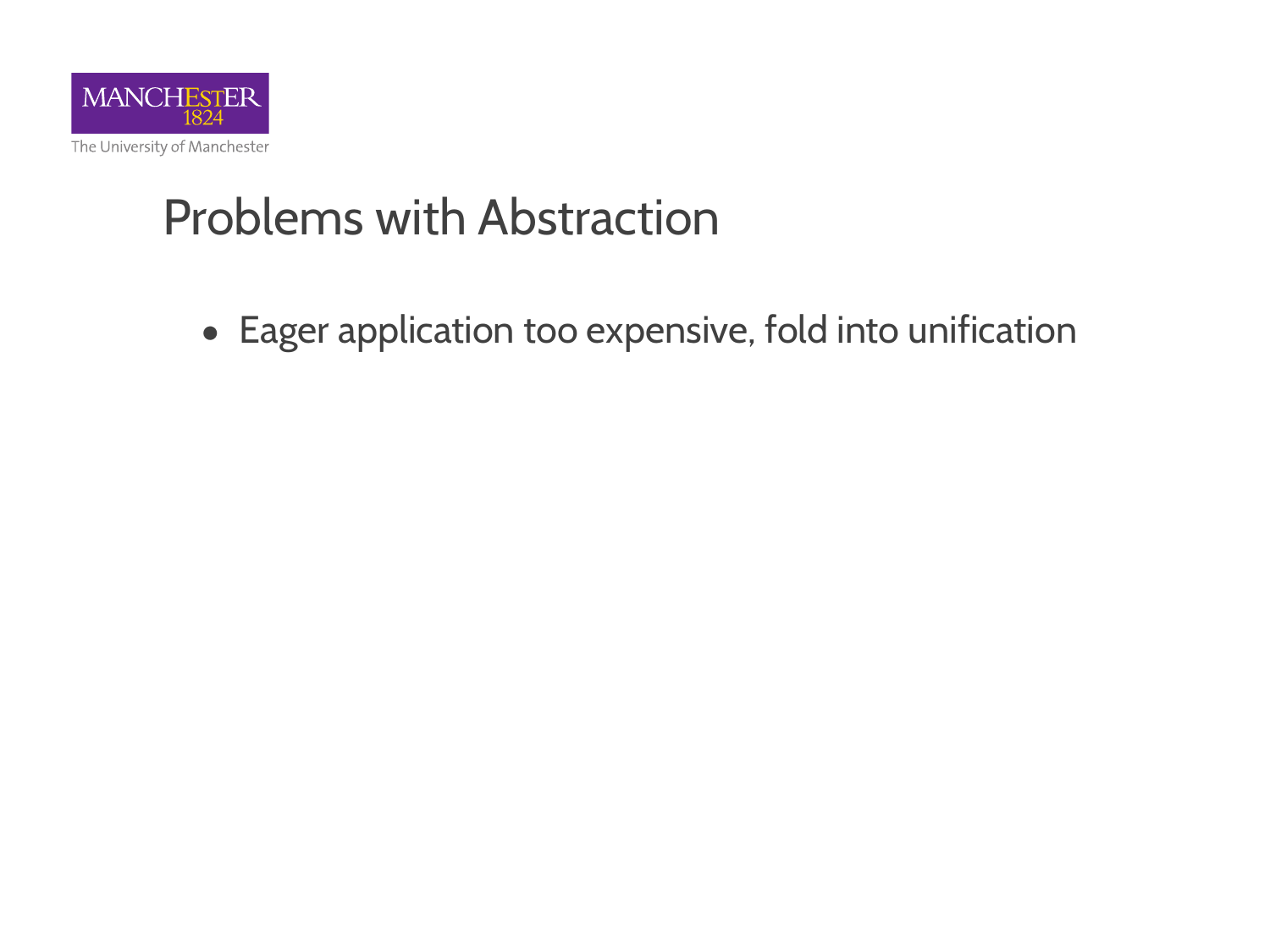# Problems with Abstraction

- Eager application too expensive, fold into unification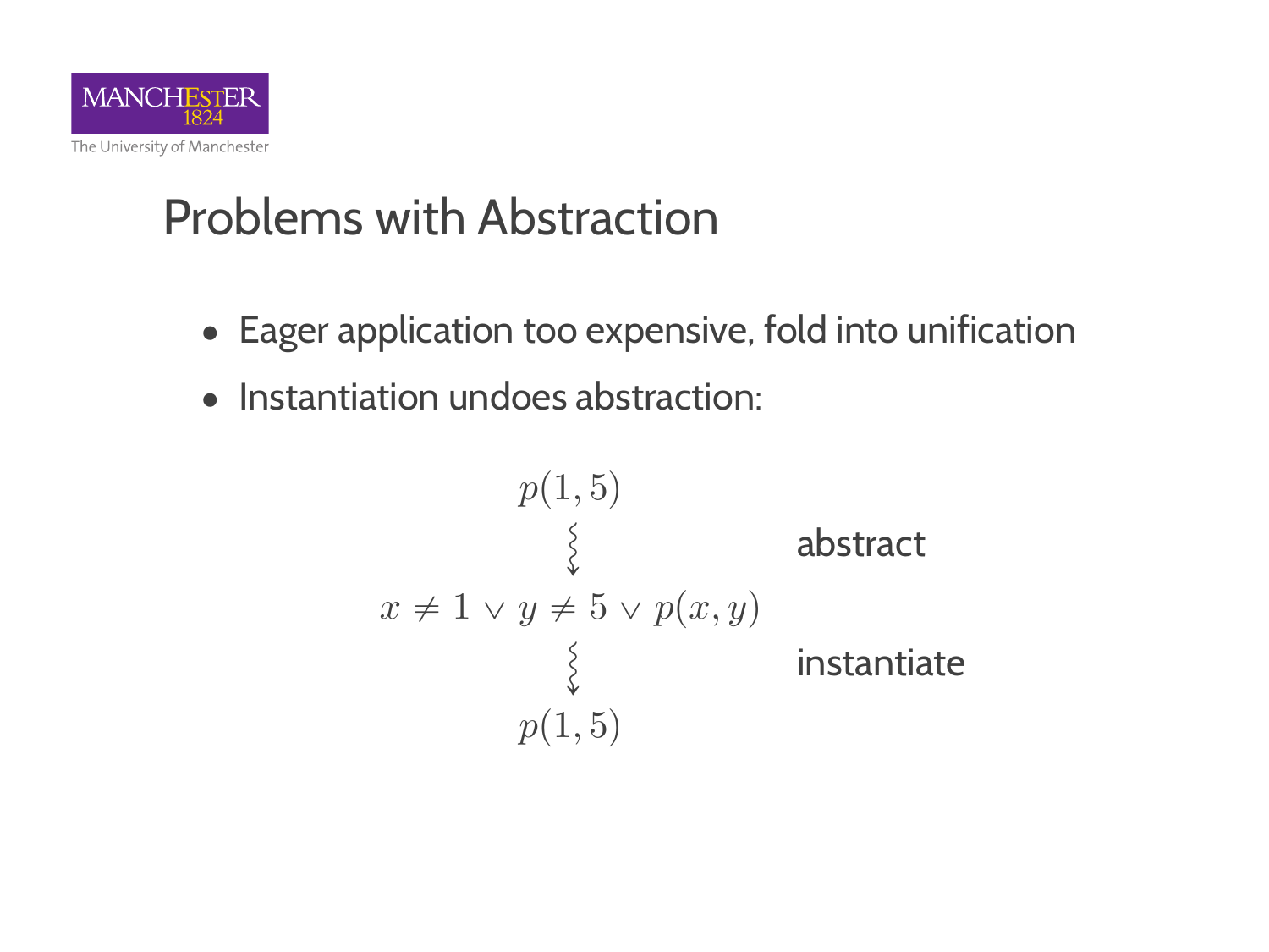# Problems with Abstraction

- Eager application too expensive, fold into unification
- Instantiation undoes abstraction:

$$
\begin{array}{cl}
p(1,5) & \\
\rightsquigarrow & \text{abstract} \\
x \neq 1 \vee y \neq 5 \vee p(x,y) & \\
\rightsquigarrow & \text{instantiate} \\
p(1,5) &
\end{array}
$$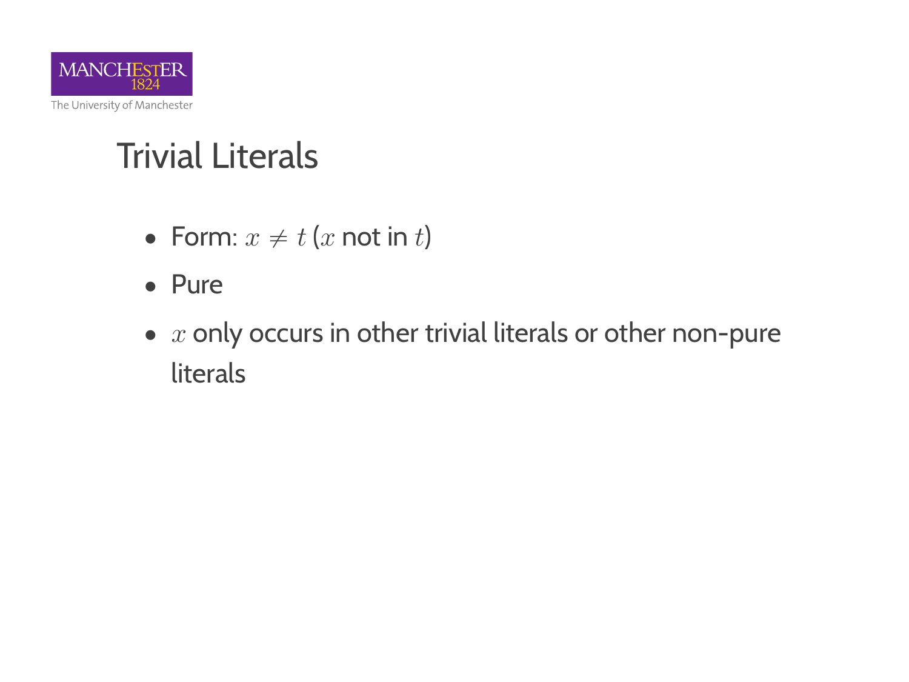# Trivial Literals

- Form: $x \neq t$ ($x$ not in $t$)
- Pure
- $x$ only occurs in other trivial literals or other non-pure literals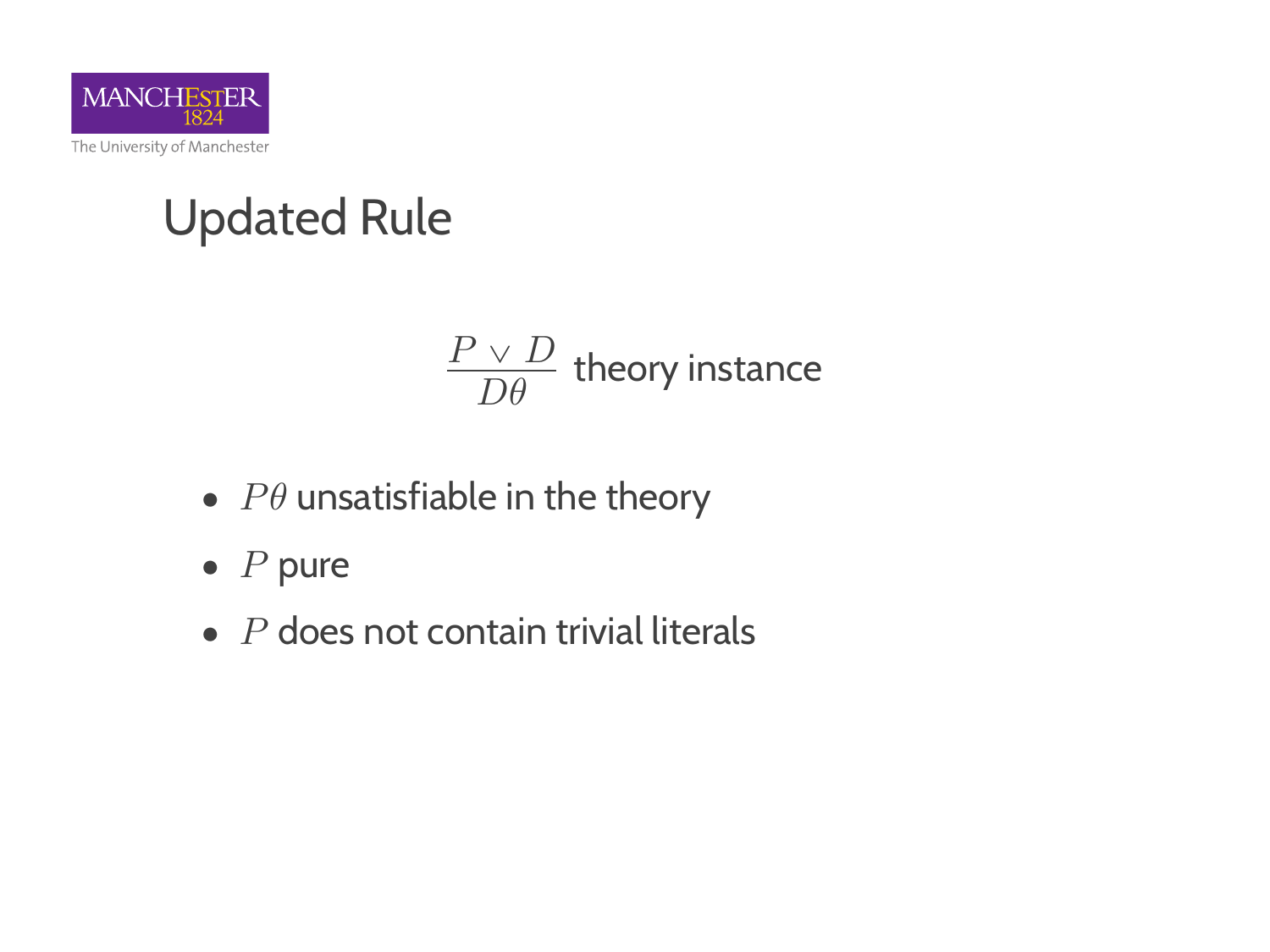# Updated Rule

$$\frac{P \vee D}{D\theta} \text{ theory instance}$$

- $P\theta$ unsatisfiable in the theory
- $P$ pure
- $P$ does not contain trivial literals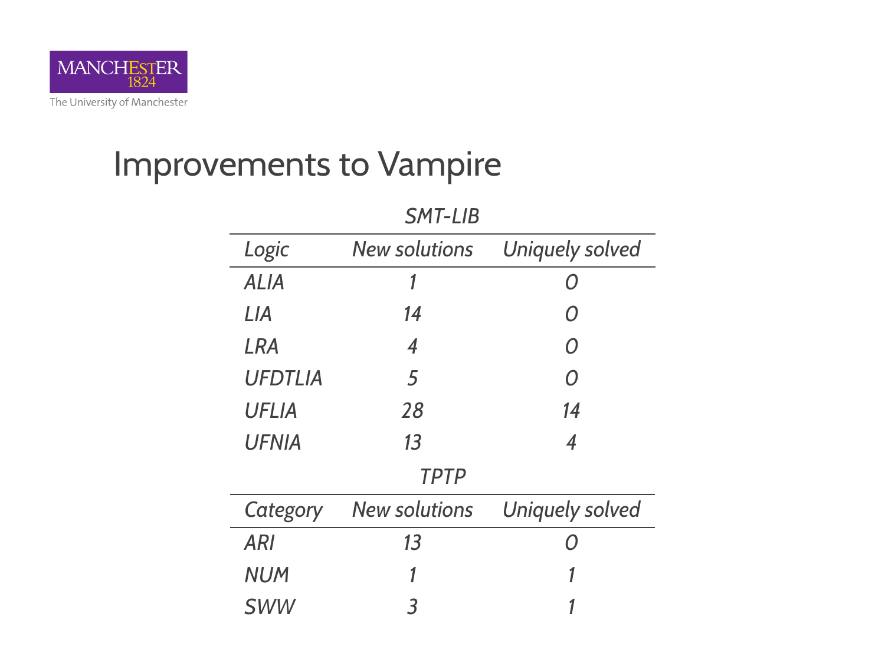# Improvements to Vampire

*SMT-LIB*

| *Logic* | *New solutions* | *Uniquely solved* |
|---|---|---|
| *ALIA* | *1* | *0* |
| *LIA* | *14* | *0* |
| *LRA* | *4* | *0* |
| *UFDTLIA* | *5* | *0* |
| *UFLIA* | *28* | *14* |
| *UFNIA* | *13* | *4* |

*TPTP*

| *Category* | *New solutions* | *Uniquely solved* |
|---|---|---|
| *ARI* | *13* | *0* |
| *NUM* | *1* | *1* |
| *SWW* | *3* | *1* |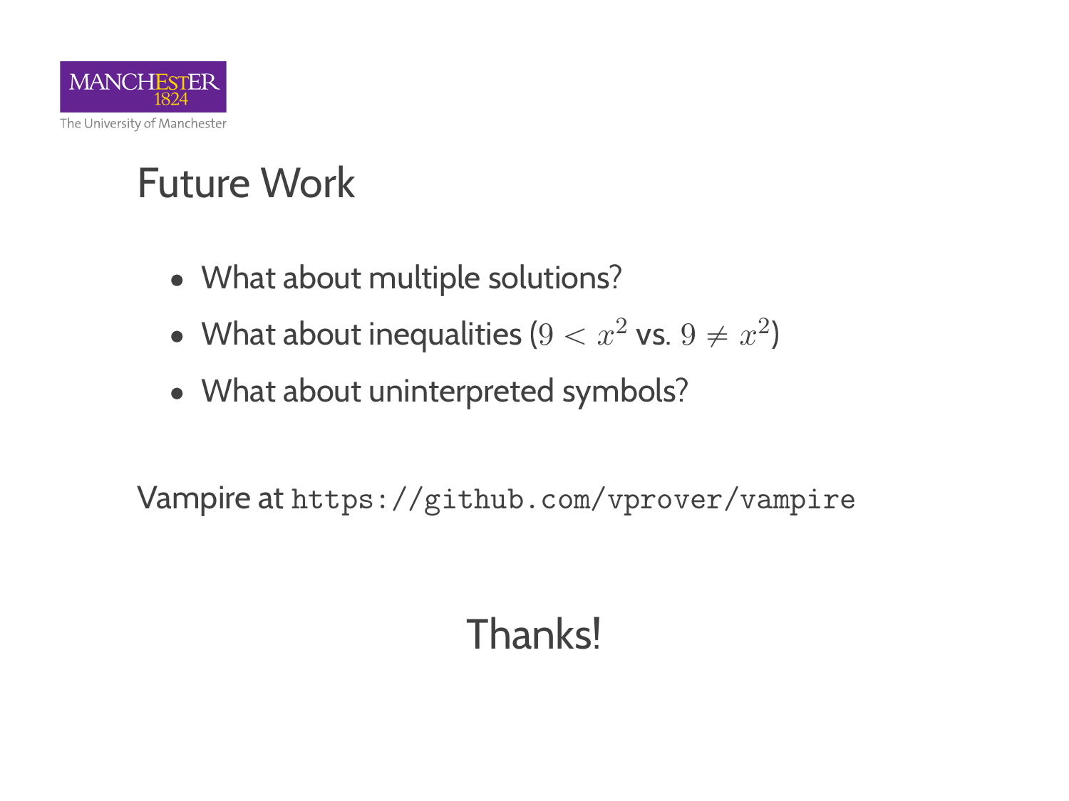## Future Work

- What about multiple solutions?
- What about inequalities ($9 < x^2$ vs. $9 \neq x^2$)
- What about uninterpreted symbols?

Vampire at `https://github.com/vprover/vampire`

Thanks!